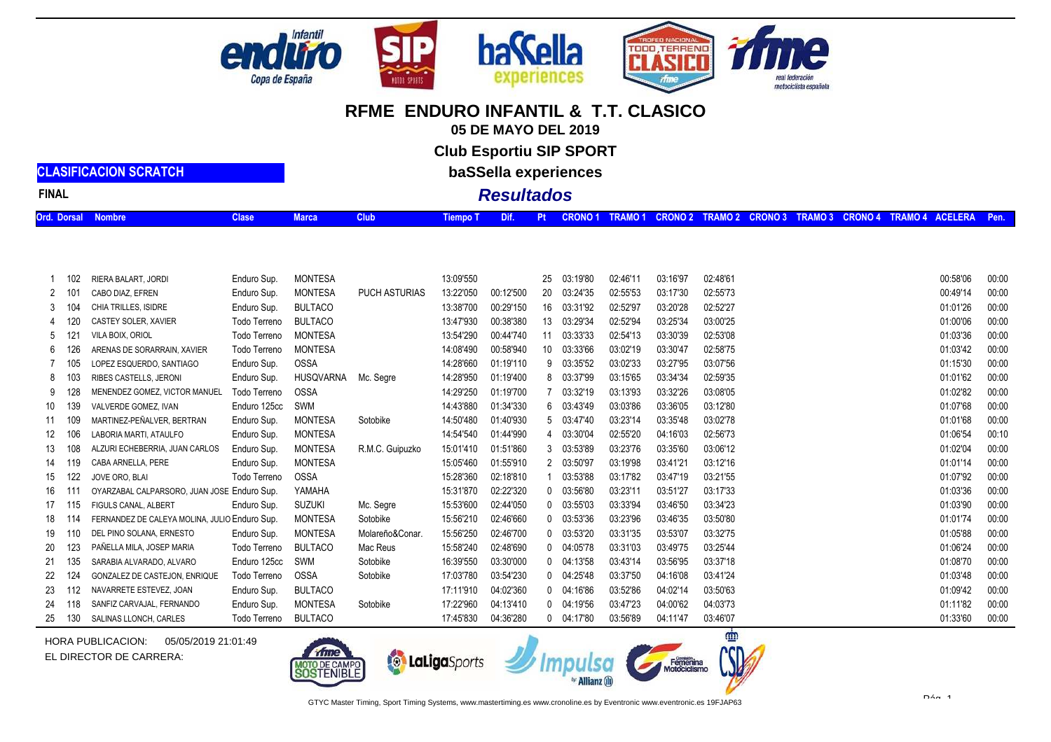# RFME ENDURO INFANTIL & T.T. CLASICO

**05 DE MAYO DEL 2019**

**Club Esportiu SIP SPORT**

**baSSella experiences**

**CLASIFICACION SCRATCH**

**FINAL**

## *Resultados*

| Ord. | Dorsal | Nombre | Clase | Marca | Club | Tiempo T | Dif. | Pt | CRONO 1 | TRAMO 1 | CRONO 2 | TRAMO 2 | CRONO 3 | TRAMO 3 | CRONO 4 | TRAMO 4 | ACELERA | Pen. |
|---|---|---|---|---|---|---|---|---|---|---|---|---|---|---|---|---|---|---|
| 1 | 102 | RIERA BALART, JORDI | Enduro Sup. | MONTESA | | 13:09'550 | | 25 | 03:19'80 | 02:46'11 | 03:16'97 | 02:48'61 | | | | | 00:58'06 | 00:00 |
| 2 | 101 | CABO DIAZ, EFREN | Enduro Sup. | MONTESA | PUCH ASTURIAS | 13:22'050 | 00:12'500 | 20 | 03:24'35 | 02:55'53 | 03:17'30 | 02:55'73 | | | | | 00:49'14 | 00:00 |
| 3 | 104 | CHIA TRILLES, ISIDRE | Enduro Sup. | BULTACO | | 13:38'700 | 00:29'150 | 16 | 03:31'92 | 02:52'97 | 03:20'28 | 02:52'27 | | | | | 01:01'26 | 00:00 |
| 4 | 120 | CASTEY SOLER, XAVIER | Todo Terreno | BULTACO | | 13:47'930 | 00:38'380 | 13 | 03:29'34 | 02:52'94 | 03:25'34 | 03:00'25 | | | | | 01:00'06 | 00:00 |
| 5 | 121 | VILA BOIX, ORIOL | Todo Terreno | MONTESA | | 13:54'290 | 00:44'740 | 11 | 03:33'33 | 02:54'13 | 03:30'39 | 02:53'08 | | | | | 01:03'36 | 00:00 |
| 6 | 126 | ARENAS DE SORARRAIN, XAVIER | Todo Terreno | MONTESA | | 14:08'490 | 00:58'940 | 10 | 03:33'66 | 03:02'19 | 03:30'47 | 02:58'75 | | | | | 01:03'42 | 00:00 |
| 7 | 105 | LOPEZ ESQUERDO, SANTIAGO | Enduro Sup. | OSSA | | 14:28'660 | 01:19'110 | 9 | 03:35'52 | 03:02'33 | 03:27'95 | 03:07'56 | | | | | 01:15'30 | 00:00 |
| 8 | 103 | RIBES CASTELLS, JERONI | Enduro Sup. | HUSQVARNA | Mc. Segre | 14:28'950 | 01:19'400 | 8 | 03:37'99 | 03:15'65 | 03:34'34 | 02:59'35 | | | | | 01:01'62 | 00:00 |
| 9 | 128 | MENENDEZ GOMEZ, VICTOR MANUEL | Todo Terreno | OSSA | | 14:29'250 | 01:19'700 | 7 | 03:32'19 | 03:13'93 | 03:32'26 | 03:08'05 | | | | | 01:02'82 | 00:00 |
| 10 | 139 | VALVERDE GOMEZ, IVAN | Enduro 125cc | SWM | | 14:43'880 | 01:34'330 | 6 | 03:43'49 | 03:03'86 | 03:36'05 | 03:12'80 | | | | | 01:07'68 | 00:00 |
| 11 | 109 | MARTINEZ-PEÑALVER, BERTRAN | Enduro Sup. | MONTESA | Sotobike | 14:50'480 | 01:40'930 | 5 | 03:47'40 | 03:23'14 | 03:35'48 | 03:02'78 | | | | | 01:01'68 | 00:00 |
| 12 | 106 | LABORIA MARTI, ATAULFO | Enduro Sup. | MONTESA | | 14:54'540 | 01:44'990 | 4 | 03:30'04 | 02:55'20 | 04:16'03 | 02:56'73 | | | | | 01:06'54 | 00:10 |
| 13 | 108 | ALZURI ECHEBERRIA, JUAN CARLOS | Enduro Sup. | MONTESA | R.M.C. Guipuzko | 15:01'410 | 01:51'860 | 3 | 03:53'89 | 03:23'76 | 03:35'60 | 03:06'12 | | | | | 01:02'04 | 00:00 |
| 14 | 119 | CABA ARNELLA, PERE | Enduro Sup. | MONTESA | | 15:05'460 | 01:55'910 | 2 | 03:50'97 | 03:19'98 | 03:41'21 | 03:12'16 | | | | | 01:01'14 | 00:00 |
| 15 | 122 | JOVE ORO, BLAI | Todo Terreno | OSSA | | 15:28'360 | 02:18'810 | 1 | 03:53'88 | 03:17'82 | 03:47'19 | 03:21'55 | | | | | 01:07'92 | 00:00 |
| 16 | 111 | OYARZABAL CALPARSORO, JUAN JOSE | Enduro Sup. | YAMAHA | | 15:31'870 | 02:22'320 | 0 | 03:56'80 | 03:23'11 | 03:51'27 | 03:17'33 | | | | | 01:03'36 | 00:00 |
| 17 | 115 | FIGULS CANAL, ALBERT | Enduro Sup. | SUZUKI | Mc. Segre | 15:53'600 | 02:44'050 | 0 | 03:55'03 | 03:33'94 | 03:46'50 | 03:34'23 | | | | | 01:03'90 | 00:00 |
| 18 | 114 | FERNANDEZ DE CALEYA MOLINA, JULIO | Enduro Sup. | MONTESA | Sotobike | 15:56'210 | 02:46'660 | 0 | 03:53'36 | 03:23'96 | 03:46'35 | 03:50'80 | | | | | 01:01'74 | 00:00 |
| 19 | 110 | DEL PINO SOLANA, ERNESTO | Enduro Sup. | MONTESA | Molareño&Conar. | 15:56'250 | 02:46'700 | 0 | 03:53'20 | 03:31'35 | 03:53'07 | 03:32'75 | | | | | 01:05'88 | 00:00 |
| 20 | 123 | PAÑELLA MILA, JOSEP MARIA | Todo Terreno | BULTACO | Mac Reus | 15:58'240 | 02:48'690 | 0 | 04:05'78 | 03:31'03 | 03:49'75 | 03:25'44 | | | | | 01:06'24 | 00:00 |
| 21 | 135 | SARABIA ALVARADO, ALVARO | Enduro 125cc | SWM | Sotobike | 16:39'550 | 03:30'000 | 0 | 04:13'58 | 03:43'14 | 03:56'95 | 03:37'18 | | | | | 01:08'70 | 00:00 |
| 22 | 124 | GONZALEZ DE CASTEJON, ENRIQUE | Todo Terreno | OSSA | Sotobike | 17:03'780 | 03:54'230 | 0 | 04:25'48 | 03:37'50 | 04:16'08 | 03:41'24 | | | | | 01:03'48 | 00:00 |
| 23 | 112 | NAVARRETE ESTEVEZ, JOAN | Enduro Sup. | BULTACO | | 17:11'910 | 04:02'360 | 0 | 04:16'86 | 03:52'86 | 04:02'14 | 03:50'63 | | | | | 01:09'42 | 00:00 |
| 24 | 118 | SANFIZ CARVAJAL, FERNANDO | Enduro Sup. | MONTESA | Sotobike | 17:22'960 | 04:13'410 | 0 | 04:19'56 | 03:47'23 | 04:00'62 | 04:03'73 | | | | | 01:11'82 | 00:00 |
| 25 | 130 | SALINAS LLONCH, CARLES | Todo Terreno | BULTACO | | 17:45'830 | 04:36'280 | 0 | 04:17'80 | 03:56'89 | 04:11'47 | 03:46'07 | | | | | 01:33'60 | 00:00 |

HORA PUBLICACION: 05/05/2019 21:01:49

EL DIRECTOR DE CARRERA:

GTYC Master Timing, Sport Timing Systems, www.mastertiming.es www.cronoline.es by Eventronic www.eventronic.es 19FJAP63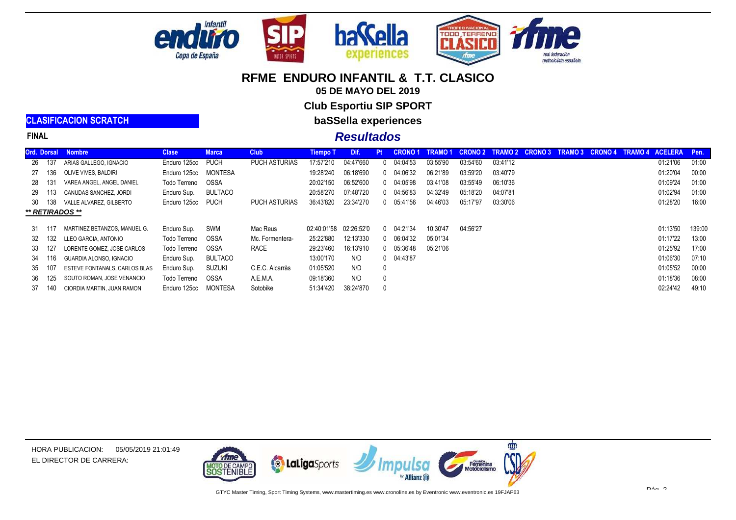# RFME ENDURO INFANTIL & T.T. CLASICO

**05 DE MAYO DEL 2019**

**Club Esportiu SIP SPORT**

**baSSella experiences**

## CLASIFICACION SCRATCH

**FINAL**

## *Resultados*

| Ord. | Dorsal | Nombre | Clase | Marca | Club | Tiempo T | Dif. | Pt | CRONO 1 | TRAMO 1 | CRONO 2 | TRAMO 2 | CRONO 3 | TRAMO 3 | CRONO 4 | TRAMO 4 | ACELERA | Pen. |
|---|---|---|---|---|---|---|---|---|---|---|---|---|---|---|---|---|---|---|
| 26 | 137 | ARIAS GALLEGO, IGNACIO | Enduro 125cc | PUCH | PUCH ASTURIAS | 17:57'210 | 04:47'660 | 0 | 04:04'53 | 03:55'90 | 03:54'60 | 03:41'12 | | | | | 01:21'06 | 01:00 |
| 27 | 136 | OLIVE VIVES, BALDIRI | Enduro 125cc | MONTESA | | 19:28'240 | 06:18'690 | 0 | 04:06'32 | 06:21'89 | 03:59'20 | 03:40'79 | | | | | 01:20'04 | 00:00 |
| 28 | 131 | VAREA ANGEL, ANGEL DANIEL | Todo Terreno | OSSA | | 20:02'150 | 06:52'600 | 0 | 04:05'98 | 03:41'08 | 03:55'49 | 06:10'36 | | | | | 01:09'24 | 01:00 |
| 29 | 113 | CANUDAS SANCHEZ, JORDI | Enduro Sup. | BULTACO | | 20:58'270 | 07:48'720 | 0 | 04:56'83 | 04:32'49 | 05:18'20 | 04:07'81 | | | | | 01:02'94 | 01:00 |
| 30 | 138 | VALLE ALVAREZ, GILBERTO | Enduro 125cc | PUCH | PUCH ASTURIAS | 36:43'820 | 23:34'270 | 0 | 05:41'56 | 04:46'03 | 05:17'97 | 03:30'06 | | | | | 01:28'20 | 16:00 |
| ***\*\* RETIRADOS \*\**** | | | | | | | | | | | | | | | | | | |
| 31 | 117 | MARTINEZ BETANZOS, MANUEL G. | Enduro Sup. | SWM | Mac Reus | 02:40:01'58 | 02:26:52'0 | 0 | 04:21'34 | 10:30'47 | 04:56'27 | | | | | | 01:13'50 | 139:00 |
| 32 | 132 | LLEO GARCIA, ANTONIO | Todo Terreno | OSSA | Mc. Formentera- | 25:22'880 | 12:13'330 | 0 | 06:04'32 | 05:01'34 | | | | | | | 01:17'22 | 13:00 |
| 33 | 127 | LORENTE GOMEZ, JOSE CARLOS | Todo Terreno | OSSA | RACE | 29:23'460 | 16:13'910 | 0 | 05:36'48 | 05:21'06 | | | | | | | 01:25'92 | 17:00 |
| 34 | 116 | GUARDIA ALONSO, IGNACIO | Enduro Sup. | BULTACO | | 13:00'170 | N/D | 0 | 04:43'87 | | | | | | | | 01:06'30 | 07:10 |
| 35 | 107 | ESTEVE FONTANALS, CARLOS BLAS | Enduro Sup. | SUZUKI | C.E.C. Alcarràs | 01:05'520 | N/D | 0 | | | | | | | | | 01:05'52 | 00:00 |
| 36 | 125 | SOUTO ROMAN, JOSE VENANCIO | Todo Terreno | OSSA | A.E.M.A. | 09:18'360 | N/D | 0 | | | | | | | | | 01:18'36 | 08:00 |
| 37 | 140 | CIORDIA MARTIN, JUAN RAMON | Enduro 125cc | MONTESA | Sotobike | 51:34'420 | 38:24'870 | 0 | | | | | | | | | 02:24'42 | 49:10 |

HORA PUBLICACION: 05/05/2019 21:01:49

EL DIRECTOR DE CARRERA:

GTYC Master Timing, Sport Timing Systems, www.mastertiming.es www.cronoline.es by Eventronic www.eventronic.es 19FJAP63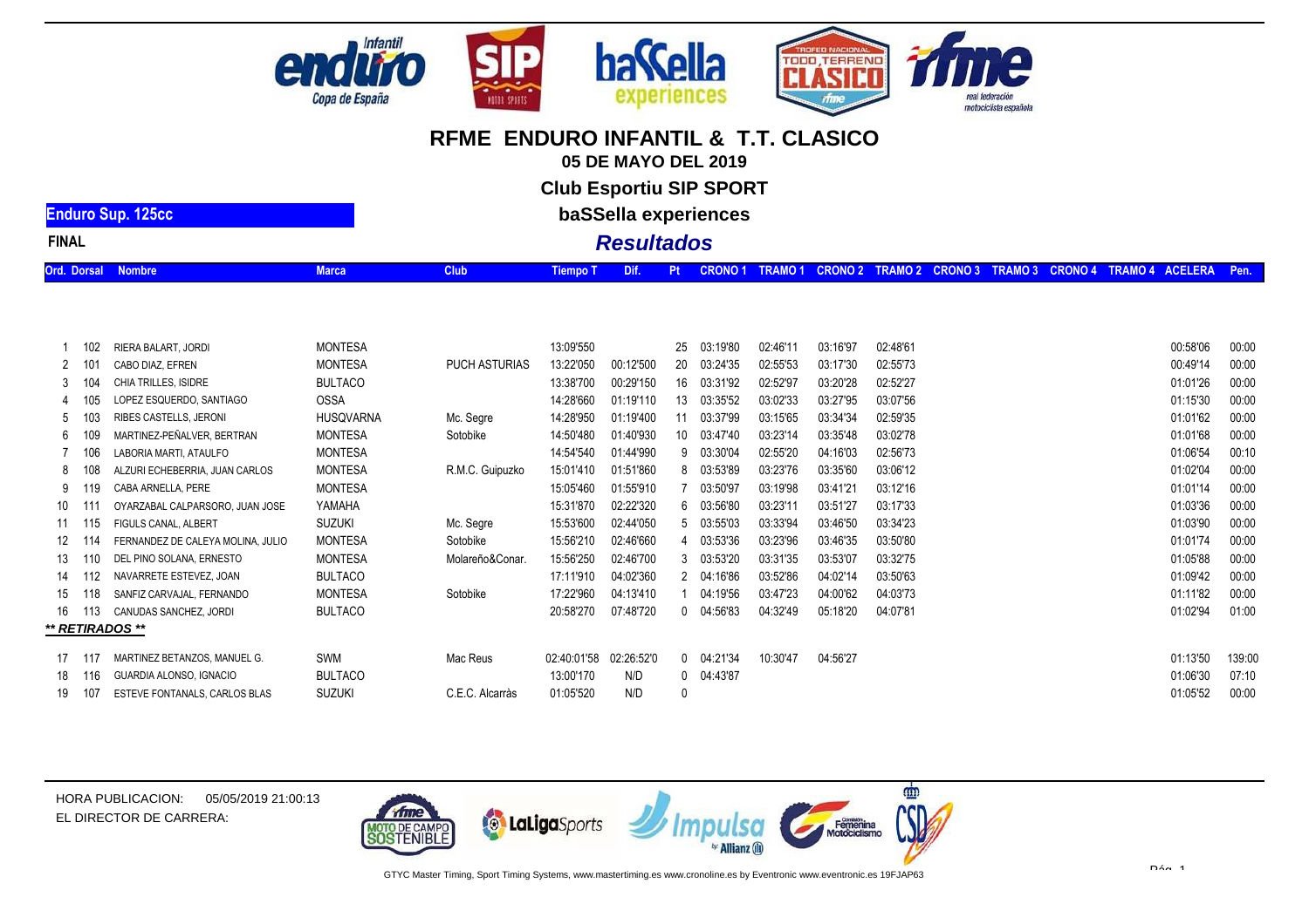# RFME ENDURO INFANTIL & T.T. CLASICO

**05 DE MAYO DEL 2019**

**Club Esportiu SIP SPORT**

**baSSella experiences**

## *Resultados*

**Enduro Sup. 125cc**

**FINAL**

| Ord. | Dorsal | Nombre | Marca | Club | Tiempo T | Dif. | Pt | CRONO 1 | TRAMO 1 | CRONO 2 | TRAMO 2 | CRONO 3 | TRAMO 3 | CRONO 4 | TRAMO 4 | ACELERA | Pen. |
|---|---|---|---|---|---|---|---|---|---|---|---|---|---|---|---|---|---|
| 1 | 102 | RIERA BALART, JORDI | MONTESA | | 13:09'550 | | 25 | 03:19'80 | 02:46'11 | 03:16'97 | 02:48'61 | | | | | 00:58'06 | 00:00 |
| 2 | 101 | CABO DIAZ, EFREN | MONTESA | PUCH ASTURIAS | 13:22'050 | 00:12'500 | 20 | 03:24'35 | 02:55'53 | 03:17'30 | 02:55'73 | | | | | 00:49'14 | 00:00 |
| 3 | 104 | CHIA TRILLES, ISIDRE | BULTACO | | 13:38'700 | 00:29'150 | 16 | 03:31'92 | 02:52'97 | 03:20'28 | 02:52'27 | | | | | 01:01'26 | 00:00 |
| 4 | 105 | LOPEZ ESQUERDO, SANTIAGO | OSSA | | 14:28'660 | 01:19'110 | 13 | 03:35'52 | 03:02'33 | 03:27'95 | 03:07'56 | | | | | 01:15'30 | 00:00 |
| 5 | 103 | RIBES CASTELLS, JERONI | HUSQVARNA | Mc. Segre | 14:28'950 | 01:19'400 | 11 | 03:37'99 | 03:15'65 | 03:34'34 | 02:59'35 | | | | | 01:01'62 | 00:00 |
| 6 | 109 | MARTINEZ-PEÑALVER, BERTRAN | MONTESA | Sotobike | 14:50'480 | 01:40'930 | 10 | 03:47'40 | 03:23'14 | 03:35'48 | 03:02'78 | | | | | 01:01'68 | 00:00 |
| 7 | 106 | LABORIA MARTI, ATAULFO | MONTESA | | 14:54'540 | 01:44'990 | 9 | 03:30'04 | 02:55'20 | 04:16'03 | 02:56'73 | | | | | 01:06'54 | 00:10 |
| 8 | 108 | ALZURI ECHEBERRIA, JUAN CARLOS | MONTESA | R.M.C. Guipuzko | 15:01'410 | 01:51'860 | 8 | 03:53'89 | 03:23'76 | 03:35'60 | 03:06'12 | | | | | 01:02'04 | 00:00 |
| 9 | 119 | CABA ARNELLA, PERE | MONTESA | | 15:05'460 | 01:55'910 | 7 | 03:50'97 | 03:19'98 | 03:41'21 | 03:12'16 | | | | | 01:01'14 | 00:00 |
| 10 | 111 | OYARZABAL CALPARSORO, JUAN JOSE | YAMAHA | | 15:31'870 | 02:22'320 | 6 | 03:56'80 | 03:23'11 | 03:51'27 | 03:17'33 | | | | | 01:03'36 | 00:00 |
| 11 | 115 | FIGULS CANAL, ALBERT | SUZUKI | Mc. Segre | 15:53'600 | 02:44'050 | 5 | 03:55'03 | 03:33'94 | 03:46'50 | 03:34'23 | | | | | 01:03'90 | 00:00 |
| 12 | 114 | FERNANDEZ DE CALEYA MOLINA, JULIO | MONTESA | Sotobike | 15:56'210 | 02:46'660 | 4 | 03:53'36 | 03:23'96 | 03:46'35 | 03:50'80 | | | | | 01:01'74 | 00:00 |
| 13 | 110 | DEL PINO SOLANA, ERNESTO | MONTESA | Molareño&Conar. | 15:56'250 | 02:46'700 | 3 | 03:53'20 | 03:31'35 | 03:53'07 | 03:32'75 | | | | | 01:05'88 | 00:00 |
| 14 | 112 | NAVARRETE ESTEVEZ, JOAN | BULTACO | | 17:11'910 | 04:02'360 | 2 | 04:16'86 | 03:52'86 | 04:02'14 | 03:50'63 | | | | | 01:09'42 | 00:00 |
| 15 | 118 | SANFIZ CARVAJAL, FERNANDO | MONTESA | Sotobike | 17:22'960 | 04:13'410 | 1 | 04:19'56 | 03:47'23 | 04:00'62 | 04:03'73 | | | | | 01:11'82 | 00:00 |
| 16 | 113 | CANUDAS SANCHEZ, JORDI | BULTACO | | 20:58'270 | 07:48'720 | 0 | 04:56'83 | 04:32'49 | 05:18'20 | 04:07'81 | | | | | 01:02'94 | 01:00 |
| ***\*\* RETIRADOS \*\**** | | | | | | | | | | | | | | | | | |
| 17 | 117 | MARTINEZ BETANZOS, MANUEL G. | SWM | Mac Reus | 02:40:01'58 | 02:26:52'0 | 0 | 04:21'34 | 10:30'47 | 04:56'27 | | | | | | 01:13'50 | 139:00 |
| 18 | 116 | GUARDIA ALONSO, IGNACIO | BULTACO | | 13:00'170 | N/D | 0 | 04:43'87 | | | | | | | | 01:06'30 | 07:10 |
| 19 | 107 | ESTEVE FONTANALS, CARLOS BLAS | SUZUKI | C.E.C. Alcarràs | 01:05'520 | N/D | 0 | | | | | | | | | 01:05'52 | 00:00 |

HORA PUBLICACION: 05/05/2019 21:00:13

EL DIRECTOR DE CARRERA:

GTYC Master Timing, Sport Timing Systems, www.mastertiming.es www.cronoline.es by Eventronic www.eventronic.es 19FJAP63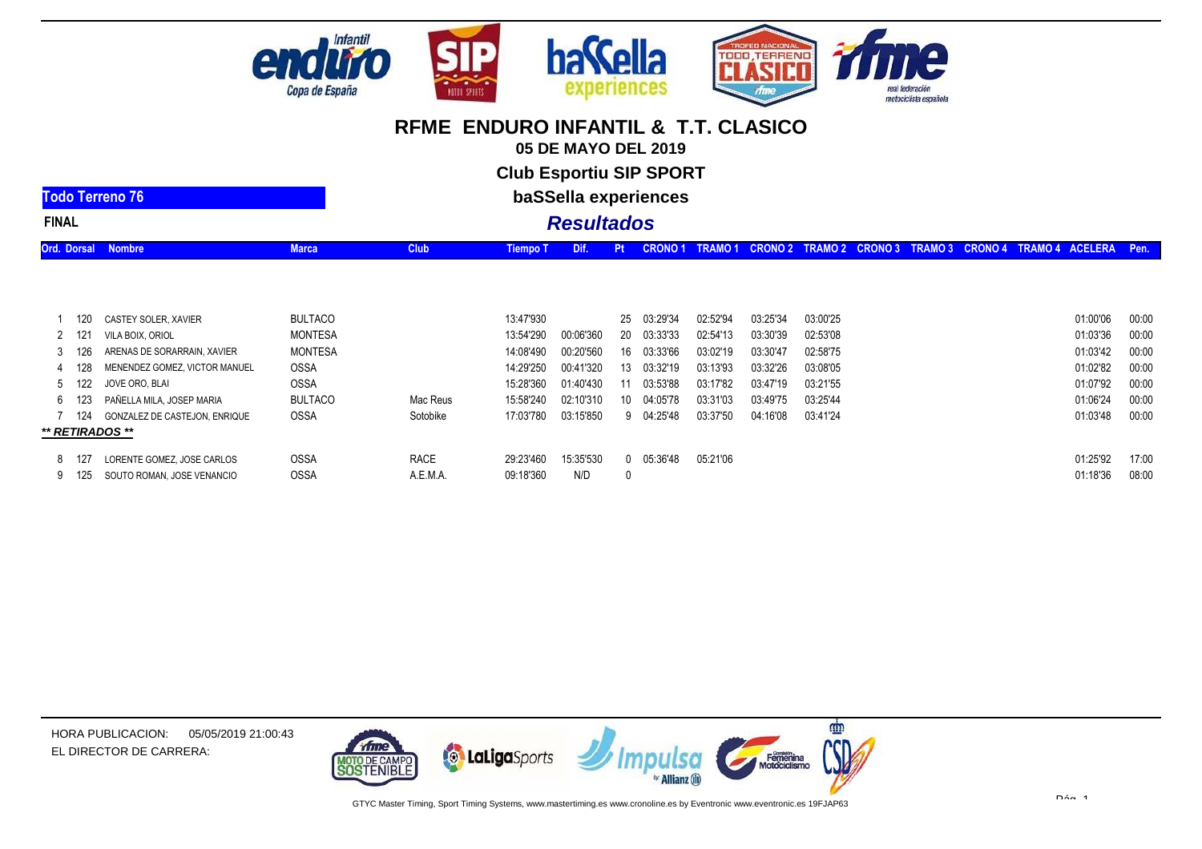# RFME ENDURO INFANTIL & T.T. CLASICO

**05 DE MAYO DEL 2019**

**Club Esportiu SIP SPORT**

**baSSella experiences**

**Todo Terreno 76**

**FINAL**

## *Resultados*

| Ord. | Dorsal | Nombre | Marca | Club | Tiempo T | Dif. | Pt | CRONO 1 | TRAMO 1 | CRONO 2 | TRAMO 2 | CRONO 3 | TRAMO 3 | CRONO 4 | TRAMO 4 | ACELERA | Pen. |
|---|---|---|---|---|---|---|---|---|---|---|---|---|---|---|---|---|---|
| 1 | 120 | CASTEY SOLER, XAVIER | BULTACO | | 13:47'930 | | 25 | 03:29'34 | 02:52'94 | 03:25'34 | 03:00'25 | | | | | 01:00'06 | 00:00 |
| 2 | 121 | VILA BOIX, ORIOL | MONTESA | | 13:54'290 | 00:06'360 | 20 | 03:33'33 | 02:54'13 | 03:30'39 | 02:53'08 | | | | | 01:03'36 | 00:00 |
| 3 | 126 | ARENAS DE SORARRAIN, XAVIER | MONTESA | | 14:08'490 | 00:20'560 | 16 | 03:33'66 | 03:02'19 | 03:30'47 | 02:58'75 | | | | | 01:03'42 | 00:00 |
| 4 | 128 | MENENDEZ GOMEZ, VICTOR MANUEL | OSSA | | 14:29'250 | 00:41'320 | 13 | 03:32'19 | 03:13'93 | 03:32'26 | 03:08'05 | | | | | 01:02'82 | 00:00 |
| 5 | 122 | JOVE ORO, BLAI | OSSA | | 15:28'360 | 01:40'430 | 11 | 03:53'88 | 03:17'82 | 03:47'19 | 03:21'55 | | | | | 01:07'92 | 00:00 |
| 6 | 123 | PAÑELLA MILA, JOSEP MARIA | BULTACO | Mac Reus | 15:58'240 | 02:10'310 | 10 | 04:05'78 | 03:31'03 | 03:49'75 | 03:25'44 | | | | | 01:06'24 | 00:00 |
| 7 | 124 | GONZALEZ DE CASTEJON, ENRIQUE | OSSA | Sotobike | 17:03'780 | 03:15'850 | 9 | 04:25'48 | 03:37'50 | 04:16'08 | 03:41'24 | | | | | 01:03'48 | 00:00 |
| ***\*\* RETIRADOS \*\**** | | | | | | | | | | | | | | | | | |
| 8 | 127 | LORENTE GOMEZ, JOSE CARLOS | OSSA | RACE | 29:23'460 | 15:35'530 | 0 | 05:36'48 | 05:21'06 | | | | | | | 01:25'92 | 17:00 |
| 9 | 125 | SOUTO ROMAN, JOSE VENANCIO | OSSA | A.E.M.A. | 09:18'360 | N/D | 0 | | | | | | | | | 01:18'36 | 08:00 |

HORA PUBLICACION: 05/05/2019 21:00:43

EL DIRECTOR DE CARRERA:

GTYC Master Timing, Sport Timing Systems, www.mastertiming.es www.cronoline.es by Eventronic www.eventronic.es 19FJAP63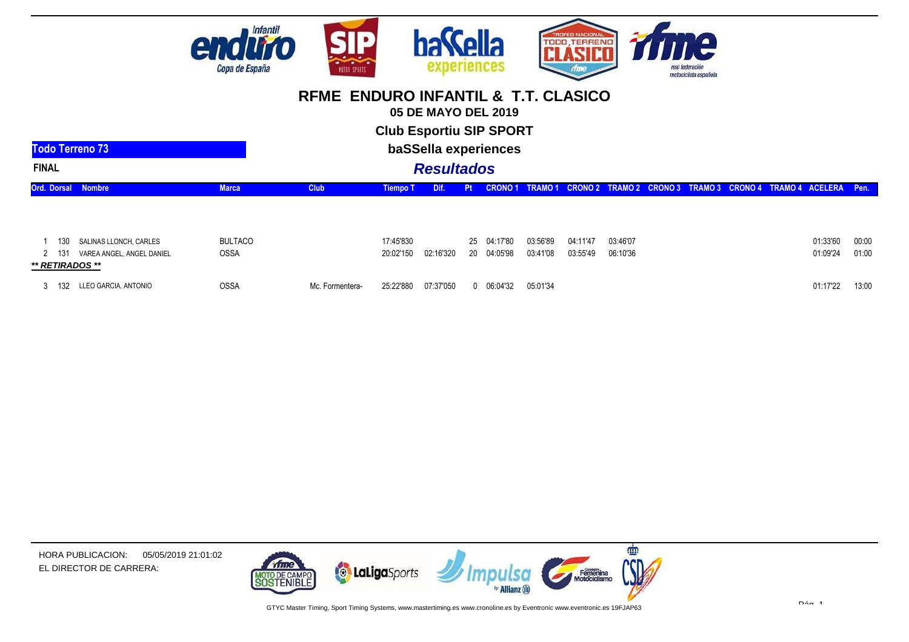# RFME ENDURO INFANTIL & T.T. CLASICO

**05 DE MAYO DEL 2019**

**Club Esportiu SIP SPORT**

**baSSella experiences**

**Todo Terreno 73**

**FINAL**

## *Resultados*

| Ord. | Dorsal | Nombre | Marca | Club | Tiempo T | Dif. | Pt | CRONO 1 | TRAMO 1 | CRONO 2 | TRAMO 2 | CRONO 3 | TRAMO 3 | CRONO 4 | TRAMO 4 | ACELERA | Pen. |
|---|---|---|---|---|---|---|---|---|---|---|---|---|---|---|---|---|---|
| 1 | 130 | SALINAS LLONCH, CARLES | BULTACO | | 17:45'830 | | 25 | 04:17'80 | 03:56'89 | 04:11'47 | 03:46'07 | | | | | 01:33'60 | 00:00 |
| 2 | 131 | VAREA ANGEL, ANGEL DANIEL | OSSA | | 20:02'150 | 02:16'320 | 20 | 04:05'98 | 03:41'08 | 03:55'49 | 06:10'36 | | | | | 01:09'24 | 01:00 |
| ***** RETIRADOS ***** | | | | | | | | | | | | | | | | | |
| 3 | 132 | LLEO GARCIA, ANTONIO | OSSA | Mc. Formentera- | 25:22'880 | 07:37'050 | 0 | 06:04'32 | 05:01'34 | | | | | | | 01:17'22 | 13:00 |

HORA PUBLICACION: 05/05/2019 21:01:02

EL DIRECTOR DE CARRERA:

GTYC Master Timing, Sport Timing Systems, www.mastertiming.es www.cronoline.es by Eventronic www.eventronic.es 19FJAP63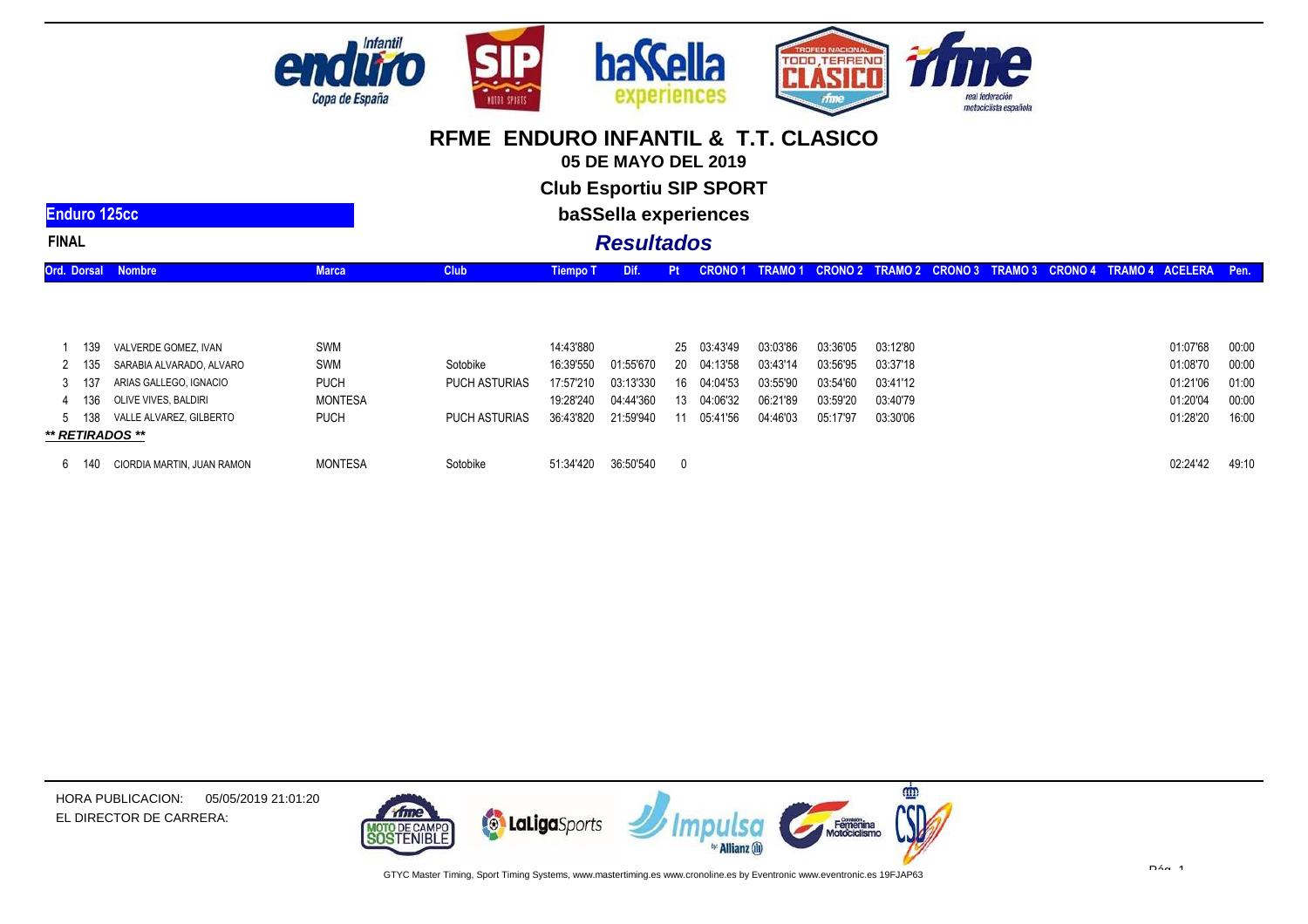# RFME ENDURO INFANTIL & T.T. CLASICO

**05 DE MAYO DEL 2019**

**Club Esportiu SIP SPORT**

**baSSella experiences**

**Enduro 125cc**

**FINAL**

## *Resultados*

| Ord. | Dorsal | Nombre | Marca | Club | Tiempo T | Dif. | Pt | CRONO 1 | TRAMO 1 | CRONO 2 | TRAMO 2 | CRONO 3 | TRAMO 3 | CRONO 4 | TRAMO 4 | ACELERA | Pen. |
|---|---|---|---|---|---|---|---|---|---|---|---|---|---|---|---|---|---|
| 1 | 139 | VALVERDE GOMEZ, IVAN | SWM | | 14:43'880 | | 25 | 03:43'49 | 03:03'86 | 03:36'05 | 03:12'80 | | | | | 01:07'68 | 00:00 |
| 2 | 135 | SARABIA ALVARADO, ALVARO | SWM | Sotobike | 16:39'550 | 01:55'670 | 20 | 04:13'58 | 03:43'14 | 03:56'95 | 03:37'18 | | | | | 01:08'70 | 00:00 |
| 3 | 137 | ARIAS GALLEGO, IGNACIO | PUCH | PUCH ASTURIAS | 17:57'210 | 03:13'330 | 16 | 04:04'53 | 03:55'90 | 03:54'60 | 03:41'12 | | | | | 01:21'06 | 01:00 |
| 4 | 136 | OLIVE VIVES, BALDIRI | MONTESA | | 19:28'240 | 04:44'360 | 13 | 04:06'32 | 06:21'89 | 03:59'20 | 03:40'79 | | | | | 01:20'04 | 00:00 |
| 5 | 138 | VALLE ALVAREZ, GILBERTO | PUCH | PUCH ASTURIAS | 36:43'820 | 21:59'940 | 11 | 05:41'56 | 04:46'03 | 05:17'97 | 03:30'06 | | | | | 01:28'20 | 16:00 |
| ***\*\* RETIRADOS \*\**** | | | | | | | | | | | | | | | | | |
| 6 | 140 | CIORDIA MARTIN, JUAN RAMON | MONTESA | Sotobike | 51:34'420 | 36:50'540 | 0 | | | | | | | | | 02:24'42 | 49:10 |

HORA PUBLICACION: 05/05/2019 21:01:20

EL DIRECTOR DE CARRERA:

GTYC Master Timing, Sport Timing Systems, www.mastertiming.es www.cronoline.es by Eventronic www.eventronic.es 19FJAP63